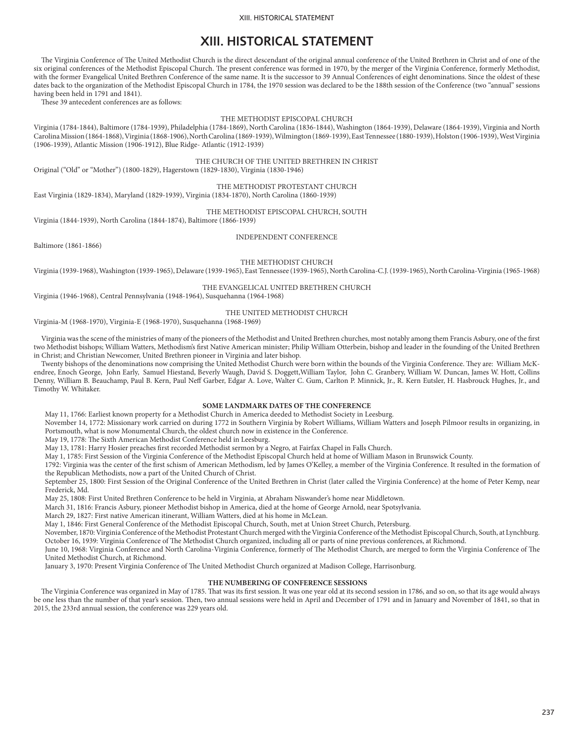# XIII. HISTORICAL STATEMENT

The Virginia Conference of The United Methodist Church is the direct descendant of the original annual conference of the United Brethren in Christ and of one of the six original conferences of the Methodist Episcopal Church. The present conference was formed in 1970, by the merger of the Virginia Conference, formerly Methodist, with the former Evangelical United Brethren Conference of the same name. It is the successor to 39 Annual Conferences of eight denominations. Since the oldest of these dates back to the organization of the Methodist Episcopal Church in 1784, the 1970 session was declared to be the 188th session of the Conference (two "annual" sessions having been held in 1791 and 1841).

These 39 antecedent conferences are as follows:

THE METHODIST EPISCOPAL CHURCH

Virginia (1784-1844), Baltimore (1784-1939), Philadelphia (1784-1869), North Carolina (1836-1844), Washington (1864-1939), Delaware (1864-1939), Virginia and North Carolina Mission (1864-1868), Virginia (1868-1906), North Carolina (1869-1939), Wilmington (1869-1939), East Tennessee (1880-1939), Holston (1906-1939), West Virginia (1906-1939), Atlantic Mission (1906-1912), Blue Ridge- Atlantic (1912-1939)

THE CHURCH OF THE UNITED BRETHREN IN CHRIST

Original ("Old" or "Mother") (1800-1829), Hagerstown (1829-1830), Virginia (1830-1946)

THE METHODIST PROTESTANT CHURCH

East Virginia (1829-1834), Maryland (1829-1939), Virginia (1834-1870), North Carolina (1860-1939)

THE METHODIST EPISCOPAL CHURCH, SOUTH

Virginia (1844-1939), North Carolina (1844-1874), Baltimore (1866-1939)

INDEPENDENT CONFERENCE

Baltimore (1861-1866)

THE METHODIST CHURCH

Virginia (1939-1968), Washington (1939-1965), Delaware (1939-1965), East Tennessee (1939-1965), North Carolina-C.J. (1939-1965), North Carolina-Virginia (1965-1968)

THE EVANGELICAL UNITED BRETHREN CHURCH

Virginia (1946-1968), Central Pennsylvania (1948-1964), Susquehanna (1964-1968)

THE UNITED METHODIST CHURCH

Virginia-M (1968-1970), Virginia-E (1968-1970), Susquehanna (1968-1969)

Virginia was the scene of the ministries of many of the pioneers of the Methodist and United Brethren churches, most notably among them Francis Asbury, one of the first two Methodist bishops; William Watters, Methodism's first Native American minister; Philip William Otterbein, bishop and leader in the founding of the United Brethren in Christ; and Christian Newcomer, United Brethren pioneer in Virginia and later bishop.

Twenty bishops of the denominations now comprising the United Methodist Church were born within the bounds of the Virginia Conference. They are: William McKendree, Enoch George, John Early, Samuel Hiestand, Beverly Waugh, David S. Doggett, William Taylor, John C. Granbery, William W. Duncan, James W. Hott, Collins Denny, William B. Beauchamp, Paul B. Kern, Paul Neff Garber, Edgar A. Love, Walter C. Gum, Carlton P. Minnick, Jr., R. Kern Eutsler, H. Hasbrouck Hughes, Jr., and Timothy W. Whitaker.

**SOME LANDMARK DATES OF THE CONFERENCE**

May 11, 1766: Earliest known property for a Methodist Church in America deeded to Methodist Society in Leesburg.

November 14, 1772: Missionary work carried on during 1772 in Southern Virginia by Robert Williams, William Watters and Joseph Pilmoor results in organizing, in Portsmouth, what is now Monumental Church, the oldest church now in existence in the Conference.

May 19, 1778: The Sixth American Methodist Conference held in Leesburg.

May 13, 1781: Harry Hosier preaches first recorded Methodist sermon by a Negro, at Fairfax Chapel in Falls Church.

May 1, 1785: First Session of the Virginia Conference of the Methodist Episcopal Church held at home of William Mason in Brunswick County.

1792: Virginia was the center of the first schism of American Methodism, led by James O'Kelley, a member of the Virginia Conference. It resulted in the formation of the Republican Methodists, now a part of the United Church of Christ.

September 25, 1800: First Session of the Original Conference of the United Brethren in Christ (later called the Virginia Conference) at the home of Peter Kemp, near Frederick, Md.

May 25, 1808: First United Brethren Conference to be held in Virginia, at Abraham Niswander's home near Middletown.

March 31, 1816: Francis Asbury, pioneer Methodist bishop in America, died at the home of George Arnold, near Spotsylvania.

March 29, 1827: First native American itinerant, William Watters, died at his home in McLean.

May 1, 1846: First General Conference of the Methodist Episcopal Church, South, met at Union Street Church, Petersburg.

November, 1870: Virginia Conference of the Methodist Protestant Church merged with the Virginia Conference of the Methodist Episcopal Church, South, at Lynchburg.

October 16, 1939: Virginia Conference of The Methodist Church organized, including all or parts of nine previous conferences, at Richmond.

June 10, 1968: Virginia Conference and North Carolina-Virginia Conference, formerly of The Methodist Church, are merged to form the Virginia Conference of The United Methodist Church, at Richmond.

January 3, 1970: Present Virginia Conference of The United Methodist Church organized at Madison College, Harrisonburg.

**THE NUMBERING OF CONFERENCE SESSIONS**

The Virginia Conference was organized in May of 1785. That was its first session. It was one year old at its second session in 1786, and so on, so that its age would always be one less than the number of that year's session. Then, two annual sessions were held in April and December of 1791 and in January and November of 1841, so that in 2015, the 233rd annual session, the conference was 229 years old.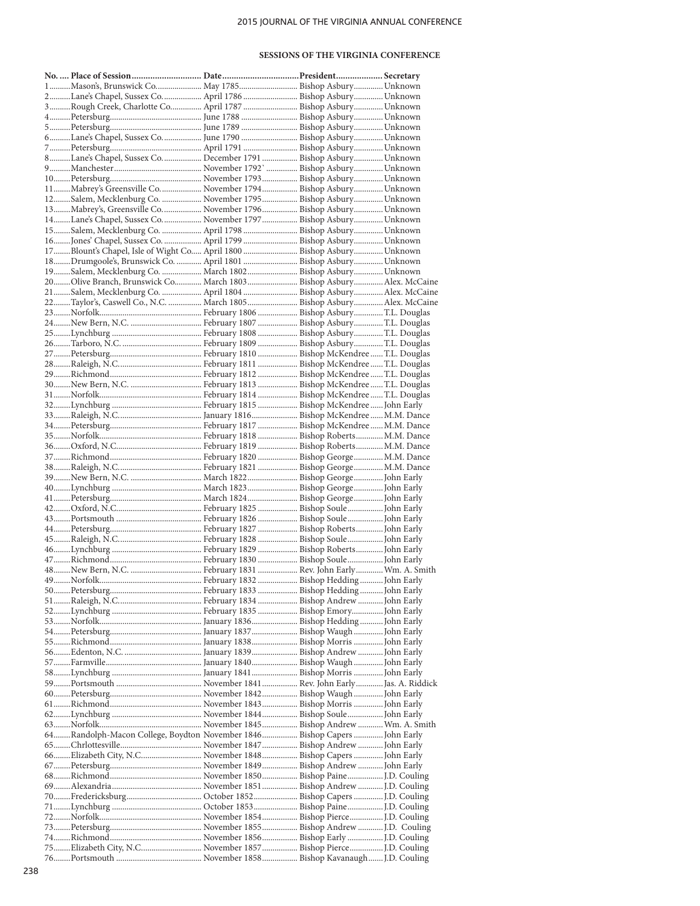**SESSIONS OF THE VIRGINIA CONFERENCE**

| No. | Place of Session | Date | President | Secretary |
|---|---|---|---|---|
| 1 | Mason's, Brunswick Co. | May 1785 | Bishop Asbury | Unknown |
| 2 | Lane's Chapel, Sussex Co. | April 1786 | Bishop Asbury | Unknown |
| 3 | Rough Creek, Charlotte Co. | April 1787 | Bishop Asbury | Unknown |
| 4 | Petersburg | June 1788 | Bishop Asbury | Unknown |
| 5 | Petersburg | June 1789 | Bishop Asbury | Unknown |
| 6 | Lane's Chapel, Sussex Co. | June 1790 | Bishop Asbury | Unknown |
| 7 | Petersburg | April 1791 | Bishop Asbury | Unknown |
| 8 | Lane's Chapel, Sussex Co. | December 1791 | Bishop Asbury | Unknown |
| 9 | Manchester | November 1792` | Bishop Asbury | Unknown |
| 10 | Petersburg | November 1793 | Bishop Asbury | Unknown |
| 11 | Mabrey's Greensville Co. | November 1794 | Bishop Asbury | Unknown |
| 12 | Salem, Mecklenburg Co. | November 1795 | Bishop Asbury | Unknown |
| 13 | Mabrey's, Greensville Co. | November 1796 | Bishop Asbury | Unknown |
| 14 | Lane's Chapel, Sussex Co. | November 1797 | Bishop Asbury | Unknown |
| 15 | Salem, Mecklenburg Co. | April 1798 | Bishop Asbury | Unknown |
| 16 | Jones' Chapel, Sussex Co. | April 1799 | Bishop Asbury | Unknown |
| 17 | Blount's Chapel, Isle of Wight Co. | April 1800 | Bishop Asbury | Unknown |
| 18 | Drumgoole's, Brunswick Co. | April 1801 | Bishop Asbury | Unknown |
| 19 | Salem, Mecklenburg Co. | March 1802 | Bishop Asbury | Unknown |
| 20 | Olive Branch, Brunswick Co. | March 1803 | Bishop Asbury | Alex. McCaine |
| 21 | Salem, Mecklenburg Co. | April 1804 | Bishop Asbury | Alex. McCaine |
| 22 | Taylor's, Caswell Co., N.C. | March 1805 | Bishop Asbury | Alex. McCaine |
| 23 | Norfolk | February 1806 | Bishop Asbury | T.L. Douglas |
| 24 | New Bern, N.C. | February 1807 | Bishop Asbury | T.L. Douglas |
| 25 | Lynchburg | February 1808 | Bishop Asbury | T.L. Douglas |
| 26 | Tarboro, N.C. | February 1809 | Bishop Asbury | T.L. Douglas |
| 27 | Petersburg | February 1810 | Bishop McKendree | T.L. Douglas |
| 28 | Raleigh, N.C. | February 1811 | Bishop McKendree | T.L. Douglas |
| 29 | Richmond | February 1812 | Bishop McKendree | T.L. Douglas |
| 30 | New Bern, N.C. | February 1813 | Bishop McKendree | T.L. Douglas |
| 31 | Norfolk | February 1814 | Bishop McKendree | T.L. Douglas |
| 32 | Lynchburg | February 1815 | Bishop McKendree | John Early |
| 33 | Raleigh, N.C. | January 1816 | Bishop McKendree | M.M. Dance |
| 34 | Petersburg | February 1817 | Bishop McKendree | M.M. Dance |
| 35 | Norfolk | February 1818 | Bishop Roberts | M.M. Dance |
| 36 | Oxford, N.C. | February 1819 | Bishop Roberts | M.M. Dance |
| 37 | Richmond | February 1820 | Bishop George | M.M. Dance |
| 38 | Raleigh, N.C. | February 1821 | Bishop George | M.M. Dance |
| 39 | New Bern, N.C. | March 1822 | Bishop George | John Early |
| 40 | Lynchburg | March 1823 | Bishop George | John Early |
| 41 | Petersburg | March 1824 | Bishop George | John Early |
| 42 | Oxford, N.C. | February 1825 | Bishop Soule | John Early |
| 43 | Portsmouth | February 1826 | Bishop Soule | John Early |
| 44 | Petersburg | February 1827 | Bishop Roberts | John Early |
| 45 | Raleigh, N.C. | February 1828 | Bishop Soule | John Early |
| 46 | Lynchburg | February 1829 | Bishop Roberts | John Early |
| 47 | Richmond | February 1830 | Bishop Soule | John Early |
| 48 | New Bern, N.C. | February 1831 | Rev. John Early | Wm. A. Smith |
| 49 | Norfolk | February 1832 | Bishop Hedding | John Early |
| 50 | Petersburg | February 1833 | Bishop Hedding | John Early |
| 51 | Raleigh, N.C. | February 1834 | Bishop Andrew | John Early |
| 52 | Lynchburg | February 1835 | Bishop Emory | John Early |
| 53 | Norfolk | January 1836 | Bishop Hedding | John Early |
| 54 | Petersburg | January 1837 | Bishop Waugh | John Early |
| 55 | Richmond | January 1838 | Bishop Morris | John Early |
| 56 | Edenton, N.C. | January 1839 | Bishop Andrew | John Early |
| 57 | Farmville | January 1840 | Bishop Waugh | John Early |
| 58 | Lynchburg | January 1841 | Bishop Morris | John Early |
| 59 | Portsmouth | November 1841 | Rev. John Early | Jas. A. Riddick |
| 60 | Petersburg | November 1842 | Bishop Waugh | John Early |
| 61 | Richmond | November 1843 | Bishop Morris | John Early |
| 62 | Lynchburg | November 1844 | Bishop Soule | John Early |
| 63 | Norfolk | November 1845 | Bishop Andrew | Wm. A. Smith |
| 64 | Randolph-Macon College, Boydton | November 1846 | Bishop Capers | John Early |
| 65 | Chrlottesville | November 1847 | Bishop Andrew | John Early |
| 66 | Elizabeth City, N.C. | November 1848 | Bishop Capers | John Early |
| 67 | Petersburg | November 1849 | Bishop Andrew | John Early |
| 68 | Richmond | November 1850 | Bishop Paine | J.D. Couling |
| 69 | Alexandria | November 1851 | Bishop Andrew | J.D. Couling |
| 70 | Fredericksburg | October 1852 | Bishop Capers | J.D. Couling |
| 71 | Lynchburg | October 1853 | Bishop Paine | J.D. Couling |
| 72 | Norfolk | November 1854 | Bishop Pierce | J.D. Couling |
| 73 | Petersburg | November 1855 | Bishop Andrew | J.D. Couling |
| 74 | Richmond | November 1856 | Bishop Early | J.D. Couling |
| 75 | Elizabeth City, N.C. | November 1857 | Bishop Pierce | J.D. Couling |
| 76 | Portsmouth | November 1858 | Bishop Kavanaugh | J.D. Couling |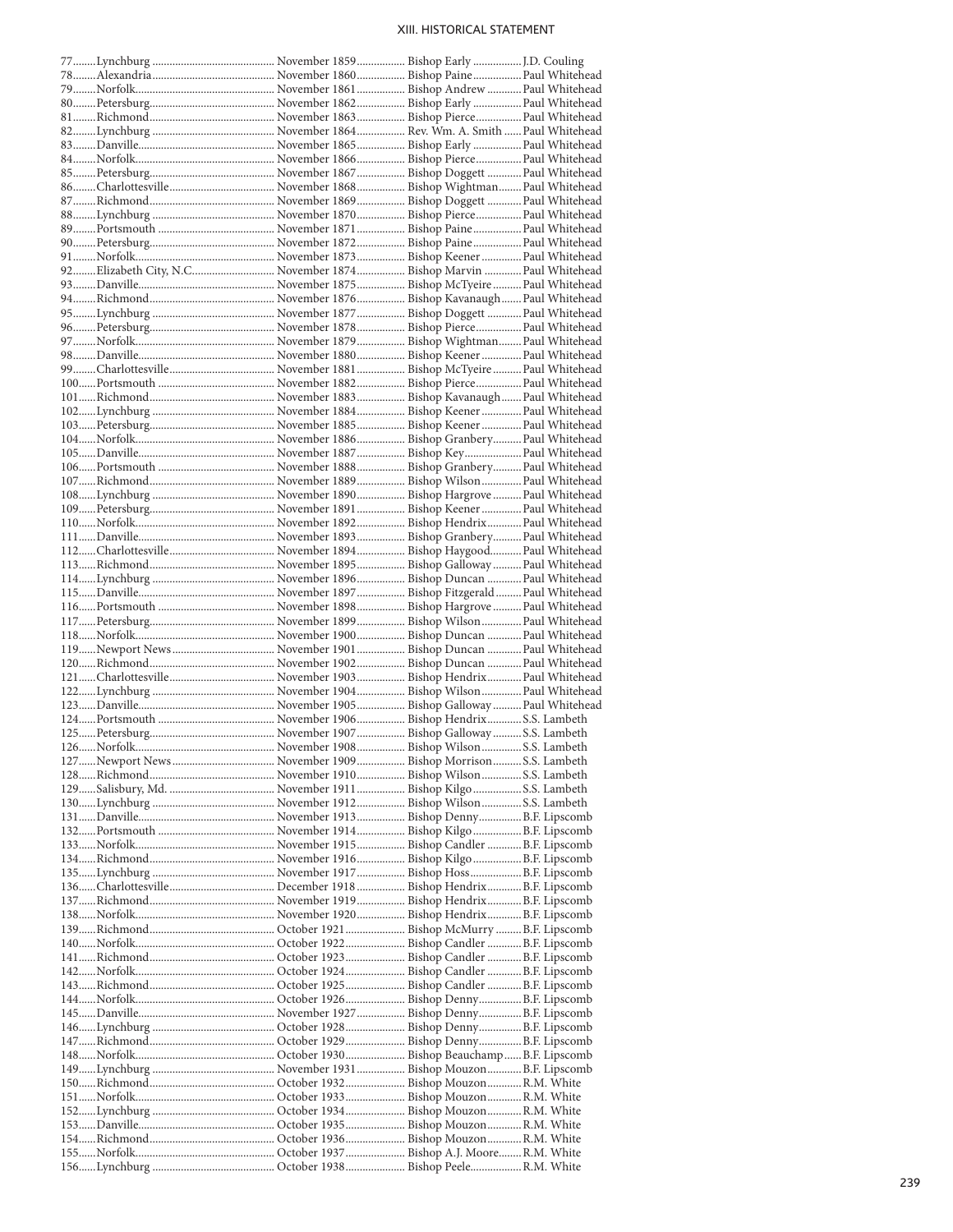## XIII. HISTORICAL STATEMENT

| | | | | |
|---|---|---|---|---|
| 77 | Lynchburg | November 1859 | Bishop Early | J.D. Couling |
| 78 | Alexandria | November 1860 | Bishop Paine | Paul Whitehead |
| 79 | Norfolk | November 1861 | Bishop Andrew | Paul Whitehead |
| 80 | Petersburg | November 1862 | Bishop Early | Paul Whitehead |
| 81 | Richmond | November 1863 | Bishop Pierce | Paul Whitehead |
| 82 | Lynchburg | November 1864 | Rev. Wm. A. Smith | Paul Whitehead |
| 83 | Danville | November 1865 | Bishop Early | Paul Whitehead |
| 84 | Norfolk | November 1866 | Bishop Pierce | Paul Whitehead |
| 85 | Petersburg | November 1867 | Bishop Doggett | Paul Whitehead |
| 86 | Charlottesville | November 1868 | Bishop Wightman | Paul Whitehead |
| 87 | Richmond | November 1869 | Bishop Doggett | Paul Whitehead |
| 88 | Lynchburg | November 1870 | Bishop Pierce | Paul Whitehead |
| 89 | Portsmouth | November 1871 | Bishop Paine | Paul Whitehead |
| 90 | Petersburg | November 1872 | Bishop Paine | Paul Whitehead |
| 91 | Norfolk | November 1873 | Bishop Keener | Paul Whitehead |
| 92 | Elizabeth City, N.C. | November 1874 | Bishop Marvin | Paul Whitehead |
| 93 | Danville | November 1875 | Bishop McTyeire | Paul Whitehead |
| 94 | Richmond | November 1876 | Bishop Kavanaugh | Paul Whitehead |
| 95 | Lynchburg | November 1877 | Bishop Doggett | Paul Whitehead |
| 96 | Petersburg | November 1878 | Bishop Pierce | Paul Whitehead |
| 97 | Norfolk | November 1879 | Bishop Wightman | Paul Whitehead |
| 98 | Danville | November 1880 | Bishop Keener | Paul Whitehead |
| 99 | Charlottesville | November 1881 | Bishop McTyeire | Paul Whitehead |
| 100 | Portsmouth | November 1882 | Bishop Pierce | Paul Whitehead |
| 101 | Richmond | November 1883 | Bishop Kavanaugh | Paul Whitehead |
| 102 | Lynchburg | November 1884 | Bishop Keener | Paul Whitehead |
| 103 | Petersburg | November 1885 | Bishop Keener | Paul Whitehead |
| 104 | Norfolk | November 1886 | Bishop Granbery | Paul Whitehead |
| 105 | Danville | November 1887 | Bishop Key | Paul Whitehead |
| 106 | Portsmouth | November 1888 | Bishop Granbery | Paul Whitehead |
| 107 | Richmond | November 1889 | Bishop Wilson | Paul Whitehead |
| 108 | Lynchburg | November 1890 | Bishop Hargrove | Paul Whitehead |
| 109 | Petersburg | November 1891 | Bishop Keener | Paul Whitehead |
| 110 | Norfolk | November 1892 | Bishop Hendrix | Paul Whitehead |
| 111 | Danville | November 1893 | Bishop Granbery | Paul Whitehead |
| 112 | Charlottesville | November 1894 | Bishop Haygood | Paul Whitehead |
| 113 | Richmond | November 1895 | Bishop Galloway | Paul Whitehead |
| 114 | Lynchburg | November 1896 | Bishop Duncan | Paul Whitehead |
| 115 | Danville | November 1897 | Bishop Fitzgerald | Paul Whitehead |
| 116 | Portsmouth | November 1898 | Bishop Hargrove | Paul Whitehead |
| 117 | Petersburg | November 1899 | Bishop Wilson | Paul Whitehead |
| 118 | Norfolk | November 1900 | Bishop Duncan | Paul Whitehead |
| 119 | Newport News | November 1901 | Bishop Duncan | Paul Whitehead |
| 120 | Richmond | November 1902 | Bishop Duncan | Paul Whitehead |
| 121 | Charlottesville | November 1903 | Bishop Hendrix | Paul Whitehead |
| 122 | Lynchburg | November 1904 | Bishop Wilson | Paul Whitehead |
| 123 | Danville | November 1905 | Bishop Galloway | Paul Whitehead |
| 124 | Portsmouth | November 1906 | Bishop Hendrix | S.S. Lambeth |
| 125 | Petersburg | November 1907 | Bishop Galloway | S.S. Lambeth |
| 126 | Norfolk | November 1908 | Bishop Wilson | S.S. Lambeth |
| 127 | Newport News | November 1909 | Bishop Morrison | S.S. Lambeth |
| 128 | Richmond | November 1910 | Bishop Wilson | S.S. Lambeth |
| 129 | Salisbury, Md. | November 1911 | Bishop Kilgo | S.S. Lambeth |
| 130 | Lynchburg | November 1912 | Bishop Wilson | S.S. Lambeth |
| 131 | Danville | November 1913 | Bishop Denny | B.F. Lipscomb |
| 132 | Portsmouth | November 1914 | Bishop Kilgo | B.F. Lipscomb |
| 133 | Norfolk | November 1915 | Bishop Candler | B.F. Lipscomb |
| 134 | Richmond | November 1916 | Bishop Kilgo | B.F. Lipscomb |
| 135 | Lynchburg | November 1917 | Bishop Hoss | B.F. Lipscomb |
| 136 | Charlottesville | December 1918 | Bishop Hendrix | B.F. Lipscomb |
| 137 | Richmond | November 1919 | Bishop Hendrix | B.F. Lipscomb |
| 138 | Norfolk | November 1920 | Bishop Hendrix | B.F. Lipscomb |
| 139 | Richmond | October 1921 | Bishop McMurry | B.F. Lipscomb |
| 140 | Norfolk | October 1922 | Bishop Candler | B.F. Lipscomb |
| 141 | Richmond | October 1923 | Bishop Candler | B.F. Lipscomb |
| 142 | Norfolk | October 1924 | Bishop Candler | B.F. Lipscomb |
| 143 | Richmond | October 1925 | Bishop Candler | B.F. Lipscomb |
| 144 | Norfolk | October 1926 | Bishop Denny | B.F. Lipscomb |
| 145 | Danville | November 1927 | Bishop Denny | B.F. Lipscomb |
| 146 | Lynchburg | October 1928 | Bishop Denny | B.F. Lipscomb |
| 147 | Richmond | October 1929 | Bishop Denny | B.F. Lipscomb |
| 148 | Norfolk | October 1930 | Bishop Beauchamp | B.F. Lipscomb |
| 149 | Lynchburg | November 1931 | Bishop Mouzon | B.F. Lipscomb |
| 150 | Richmond | October 1932 | Bishop Mouzon | R.M. White |
| 151 | Norfolk | October 1933 | Bishop Mouzon | R.M. White |
| 152 | Lynchburg | October 1934 | Bishop Mouzon | R.M. White |
| 153 | Danville | October 1935 | Bishop Mouzon | R.M. White |
| 154 | Richmond | October 1936 | Bishop Mouzon | R.M. White |
| 155 | Norfolk | October 1937 | Bishop A.J. Moore | R.M. White |
| 156 | Lynchburg | October 1938 | Bishop Peele | R.M. White |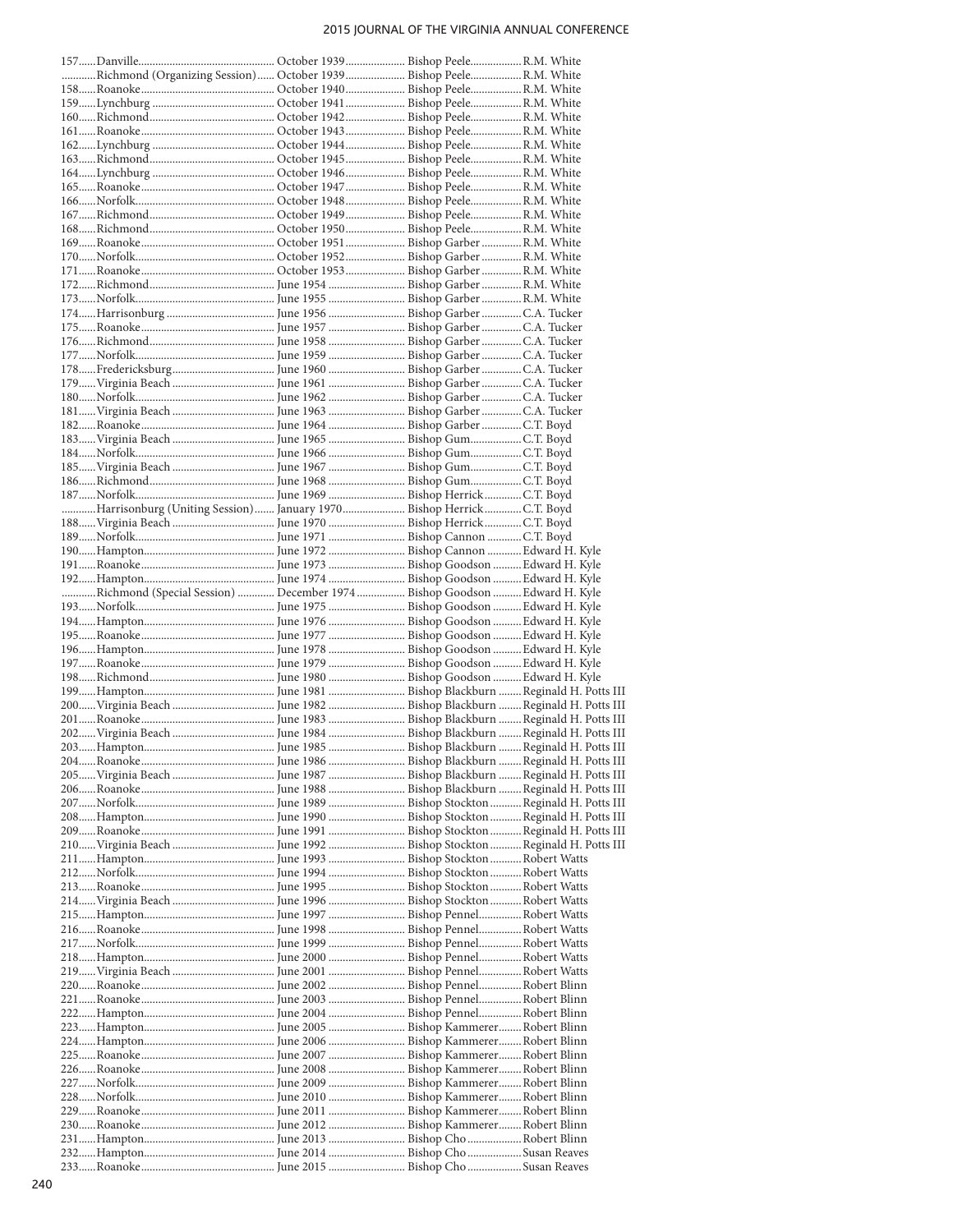| | | | | |
|---|---|---|---|---|
| 157 | Danville | October 1939 | Bishop Peele | R.M. White |
| | Richmond (Organizing Session) | October 1939 | Bishop Peele | R.M. White |
| 158 | Roanoke | October 1940 | Bishop Peele | R.M. White |
| 159 | Lynchburg | October 1941 | Bishop Peele | R.M. White |
| 160 | Richmond | October 1942 | Bishop Peele | R.M. White |
| 161 | Roanoke | October 1943 | Bishop Peele | R.M. White |
| 162 | Lynchburg | October 1944 | Bishop Peele | R.M. White |
| 163 | Richmond | October 1945 | Bishop Peele | R.M. White |
| 164 | Lynchburg | October 1946 | Bishop Peele | R.M. White |
| 165 | Roanoke | October 1947 | Bishop Peele | R.M. White |
| 166 | Norfolk | October 1948 | Bishop Peele | R.M. White |
| 167 | Richmond | October 1949 | Bishop Peele | R.M. White |
| 168 | Richmond | October 1950 | Bishop Peele | R.M. White |
| 169 | Roanoke | October 1951 | Bishop Garber | R.M. White |
| 170 | Norfolk | October 1952 | Bishop Garber | R.M. White |
| 171 | Roanoke | October 1953 | Bishop Garber | R.M. White |
| 172 | Richmond | June 1954 | Bishop Garber | R.M. White |
| 173 | Norfolk | June 1955 | Bishop Garber | R.M. White |
| 174 | Harrisonburg | June 1956 | Bishop Garber | C.A. Tucker |
| 175 | Roanoke | June 1957 | Bishop Garber | C.A. Tucker |
| 176 | Richmond | June 1958 | Bishop Garber | C.A. Tucker |
| 177 | Norfolk | June 1959 | Bishop Garber | C.A. Tucker |
| 178 | Fredericksburg | June 1960 | Bishop Garber | C.A. Tucker |
| 179 | Virginia Beach | June 1961 | Bishop Garber | C.A. Tucker |
| 180 | Norfolk | June 1962 | Bishop Garber | C.A. Tucker |
| 181 | Virginia Beach | June 1963 | Bishop Garber | C.A. Tucker |
| 182 | Roanoke | June 1964 | Bishop Garber | C.T. Boyd |
| 183 | Virginia Beach | June 1965 | Bishop Gum | C.T. Boyd |
| 184 | Norfolk | June 1966 | Bishop Gum | C.T. Boyd |
| 185 | Virginia Beach | June 1967 | Bishop Gum | C.T. Boyd |
| 186 | Richmond | June 1968 | Bishop Gum | C.T. Boyd |
| 187 | Norfolk | June 1969 | Bishop Herrick | C.T. Boyd |
| | Harrisonburg (Uniting Session) | January 1970 | Bishop Herrick | C.T. Boyd |
| 188 | Virginia Beach | June 1970 | Bishop Herrick | C.T. Boyd |
| 189 | Norfolk | June 1971 | Bishop Cannon | C.T. Boyd |
| 190 | Hampton | June 1972 | Bishop Cannon | Edward H. Kyle |
| 191 | Roanoke | June 1973 | Bishop Goodson | Edward H. Kyle |
| 192 | Hampton | June 1974 | Bishop Goodson | Edward H. Kyle |
| | Richmond (Special Session) | December 1974 | Bishop Goodson | Edward H. Kyle |
| 193 | Norfolk | June 1975 | Bishop Goodson | Edward H. Kyle |
| 194 | Hampton | June 1976 | Bishop Goodson | Edward H. Kyle |
| 195 | Roanoke | June 1977 | Bishop Goodson | Edward H. Kyle |
| 196 | Hampton | June 1978 | Bishop Goodson | Edward H. Kyle |
| 197 | Roanoke | June 1979 | Bishop Goodson | Edward H. Kyle |
| 198 | Richmond | June 1980 | Bishop Goodson | Edward H. Kyle |
| 199 | Hampton | June 1981 | Bishop Blackburn | Reginald H. Potts III |
| 200 | Virginia Beach | June 1982 | Bishop Blackburn | Reginald H. Potts III |
| 201 | Roanoke | June 1983 | Bishop Blackburn | Reginald H. Potts III |
| 202 | Virginia Beach | June 1984 | Bishop Blackburn | Reginald H. Potts III |
| 203 | Hampton | June 1985 | Bishop Blackburn | Reginald H. Potts III |
| 204 | Roanoke | June 1986 | Bishop Blackburn | Reginald H. Potts III |
| 205 | Virginia Beach | June 1987 | Bishop Blackburn | Reginald H. Potts III |
| 206 | Roanoke | June 1988 | Bishop Blackburn | Reginald H. Potts III |
| 207 | Norfolk | June 1989 | Bishop Stockton | Reginald H. Potts III |
| 208 | Hampton | June 1990 | Bishop Stockton | Reginald H. Potts III |
| 209 | Roanoke | June 1991 | Bishop Stockton | Reginald H. Potts III |
| 210 | Virginia Beach | June 1992 | Bishop Stockton | Reginald H. Potts III |
| 211 | Hampton | June 1993 | Bishop Stockton | Robert Watts |
| 212 | Norfolk | June 1994 | Bishop Stockton | Robert Watts |
| 213 | Roanoke | June 1995 | Bishop Stockton | Robert Watts |
| 214 | Virginia Beach | June 1996 | Bishop Stockton | Robert Watts |
| 215 | Hampton | June 1997 | Bishop Pennel | Robert Watts |
| 216 | Roanoke | June 1998 | Bishop Pennel | Robert Watts |
| 217 | Norfolk | June 1999 | Bishop Pennel | Robert Watts |
| 218 | Hampton | June 2000 | Bishop Pennel | Robert Watts |
| 219 | Virginia Beach | June 2001 | Bishop Pennel | Robert Watts |
| 220 | Roanoke | June 2002 | Bishop Pennel | Robert Blinn |
| 221 | Roanoke | June 2003 | Bishop Pennel | Robert Blinn |
| 222 | Hampton | June 2004 | Bishop Pennel | Robert Blinn |
| 223 | Hampton | June 2005 | Bishop Kammerer | Robert Blinn |
| 224 | Hampton | June 2006 | Bishop Kammerer | Robert Blinn |
| 225 | Roanoke | June 2007 | Bishop Kammerer | Robert Blinn |
| 226 | Roanoke | June 2008 | Bishop Kammerer | Robert Blinn |
| 227 | Norfolk | June 2009 | Bishop Kammerer | Robert Blinn |
| 228 | Norfolk | June 2010 | Bishop Kammerer | Robert Blinn |
| 229 | Roanoke | June 2011 | Bishop Kammerer | Robert Blinn |
| 230 | Roanoke | June 2012 | Bishop Kammerer | Robert Blinn |
| 231 | Hampton | June 2013 | Bishop Cho | Robert Blinn |
| 232 | Hampton | June 2014 | Bishop Cho | Susan Reaves |
| 233 | Roanoke | June 2015 | Bishop Cho | Susan Reaves |